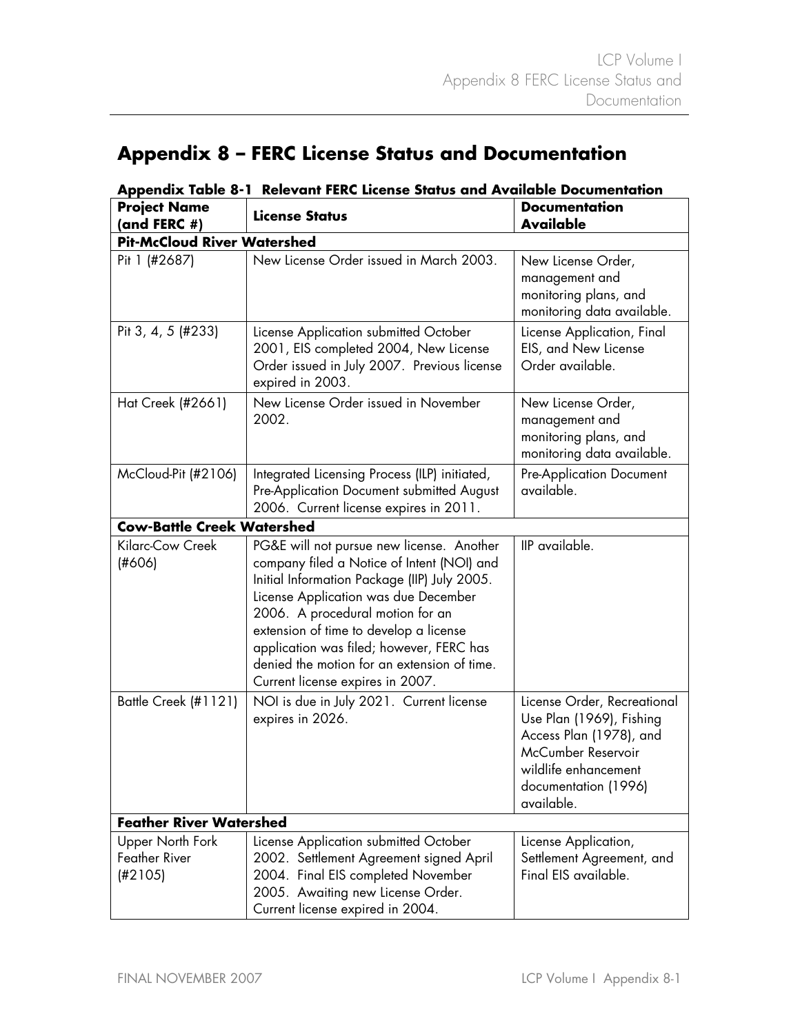# Appendix 8 – FERC License Status and Documentation

**Appendix Table 8-1 Relevant FERC License Status and Available Documentation**

| Project Name (and FERC #) | License Status | Documentation Available |
|---|---|---|
| **Pit-McCloud River Watershed** | | |
| Pit 1 (#2687) | New License Order issued in March 2003. | New License Order, management and monitoring plans, and monitoring data available. |
| Pit 3, 4, 5 (#233) | License Application submitted October 2001, EIS completed 2004, New License Order issued in July 2007. Previous license expired in 2003. | License Application, Final EIS, and New License Order available. |
| Hat Creek (#2661) | New License Order issued in November 2002. | New License Order, management and monitoring plans, and monitoring data available. |
| McCloud-Pit (#2106) | Integrated Licensing Process (ILP) initiated, Pre-Application Document submitted August 2006. Current license expires in 2011. | Pre-Application Document available. |
| **Cow-Battle Creek Watershed** | | |
| Kilarc-Cow Creek (#606) | PG&E will not pursue new license. Another company filed a Notice of Intent (NOI) and Initial Information Package (IIP) July 2005. License Application was due December 2006. A procedural motion for an extension of time to develop a license application was filed; however, FERC has denied the motion for an extension of time. Current license expires in 2007. | IIP available. |
| Battle Creek (#1121) | NOI is due in July 2021. Current license expires in 2026. | License Order, Recreational Use Plan (1969), Fishing Access Plan (1978), and McCumber Reservoir wildlife enhancement documentation (1996) available. |
| **Feather River Watershed** | | |
| Upper North Fork Feather River (#2105) | License Application submitted October 2002. Settlement Agreement signed April 2004. Final EIS completed November 2005. Awaiting new License Order. Current license expired in 2004. | License Application, Settlement Agreement, and Final EIS available. |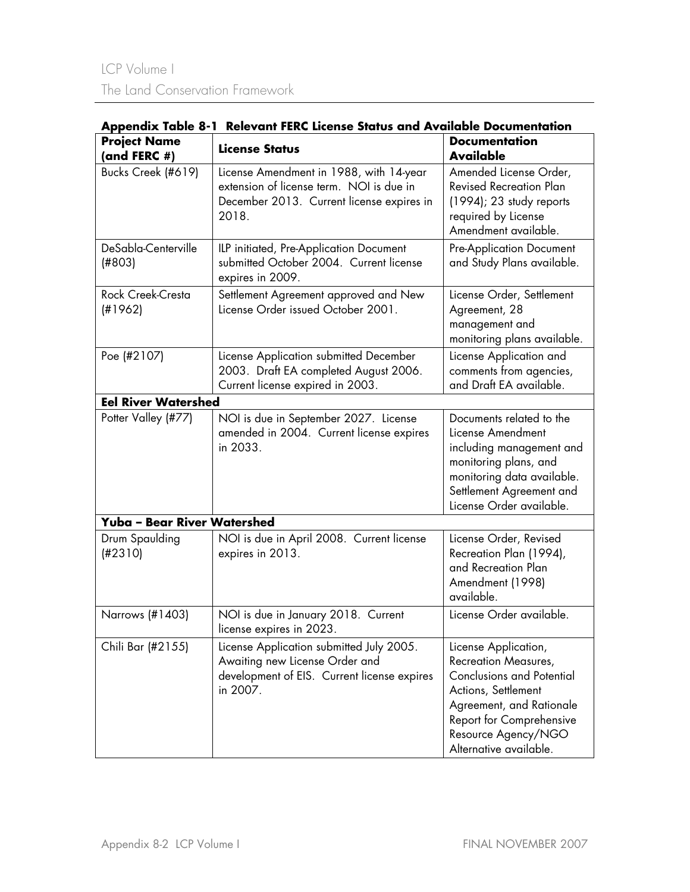**Appendix Table 8-1 Relevant FERC License Status and Available Documentation**

| Project Name (and FERC #) | License Status | Documentation Available |
|---|---|---|
| Bucks Creek (#619) | License Amendment in 1988, with 14-year extension of license term. NOI is due in December 2013. Current license expires in 2018. | Amended License Order, Revised Recreation Plan (1994); 23 study reports required by License Amendment available. |
| DeSabla-Centerville (#803) | ILP initiated, Pre-Application Document submitted October 2004. Current license expires in 2009. | Pre-Application Document and Study Plans available. |
| Rock Creek-Cresta (#1962) | Settlement Agreement approved and New License Order issued October 2001. | License Order, Settlement Agreement, 28 management and monitoring plans available. |
| Poe (#2107) | License Application submitted December 2003. Draft EA completed August 2006. Current license expired in 2003. | License Application and comments from agencies, and Draft EA available. |
| **Eel River Watershed** | | |
| Potter Valley (#77) | NOI is due in September 2027. License amended in 2004. Current license expires in 2033. | Documents related to the License Amendment including management and monitoring plans, and monitoring data available. Settlement Agreement and License Order available. |
| **Yuba – Bear River Watershed** | | |
| Drum Spaulding (#2310) | NOI is due in April 2008. Current license expires in 2013. | License Order, Revised Recreation Plan (1994), and Recreation Plan Amendment (1998) available. |
| Narrows (#1403) | NOI is due in January 2018. Current license expires in 2023. | License Order available. |
| Chili Bar (#2155) | License Application submitted July 2005. Awaiting new License Order and development of EIS. Current license expires in 2007. | License Application, Recreation Measures, Conclusions and Potential Actions, Settlement Agreement, and Rationale Report for Comprehensive Resource Agency/NGO Alternative available. |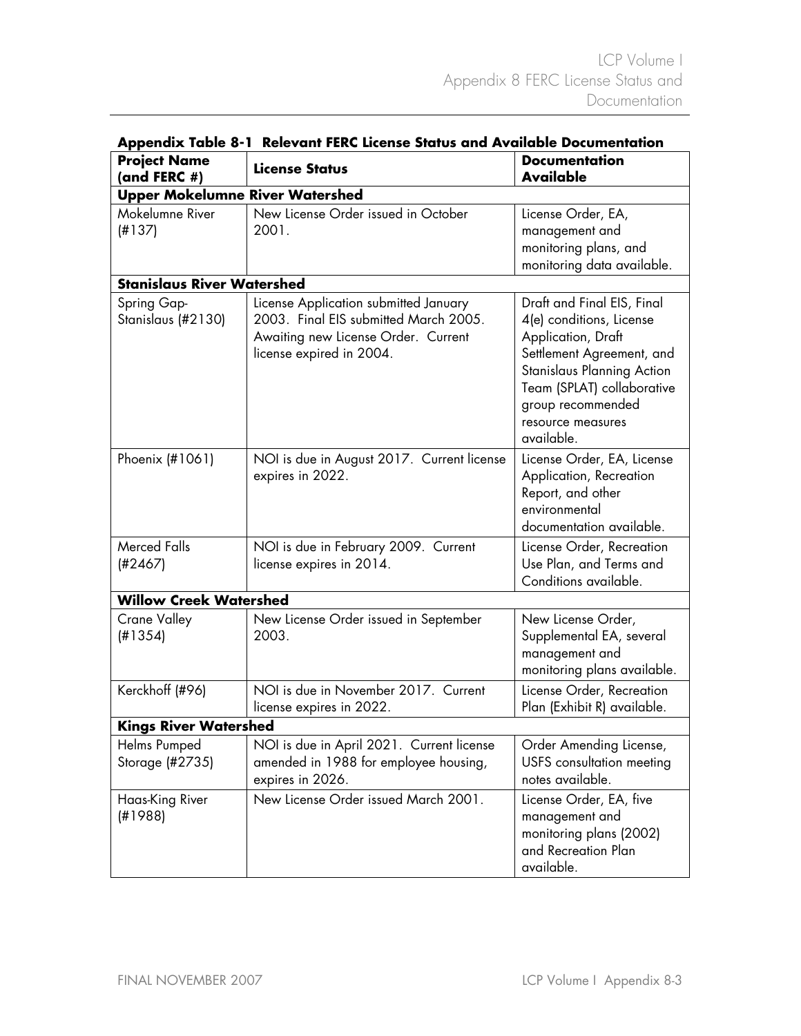**Appendix Table 8-1 Relevant FERC License Status and Available Documentation**

| Project Name (and FERC #) | License Status | Documentation Available |
|---|---|---|
| **Upper Mokelumne River Watershed** | | |
| Mokelumne River (#137) | New License Order issued in October 2001. | License Order, EA, management and monitoring plans, and monitoring data available. |
| **Stanislaus River Watershed** | | |
| Spring Gap-Stanislaus (#2130) | License Application submitted January 2003. Final EIS submitted March 2005. Awaiting new License Order. Current license expired in 2004. | Draft and Final EIS, Final 4(e) conditions, License Application, Draft Settlement Agreement, and Stanislaus Planning Action Team (SPLAT) collaborative group recommended resource measures available. |
| Phoenix (#1061) | NOI is due in August 2017. Current license expires in 2022. | License Order, EA, License Application, Recreation Report, and other environmental documentation available. |
| Merced Falls (#2467) | NOI is due in February 2009. Current license expires in 2014. | License Order, Recreation Use Plan, and Terms and Conditions available. |
| **Willow Creek Watershed** | | |
| Crane Valley (#1354) | New License Order issued in September 2003. | New License Order, Supplemental EA, several management and monitoring plans available. |
| Kerckhoff (#96) | NOI is due in November 2017. Current license expires in 2022. | License Order, Recreation Plan (Exhibit R) available. |
| **Kings River Watershed** | | |
| Helms Pumped Storage (#2735) | NOI is due in April 2021. Current license amended in 1988 for employee housing, expires in 2026. | Order Amending License, USFS consultation meeting notes available. |
| Haas-King River (#1988) | New License Order issued March 2001. | License Order, EA, five management and monitoring plans (2002) and Recreation Plan available. |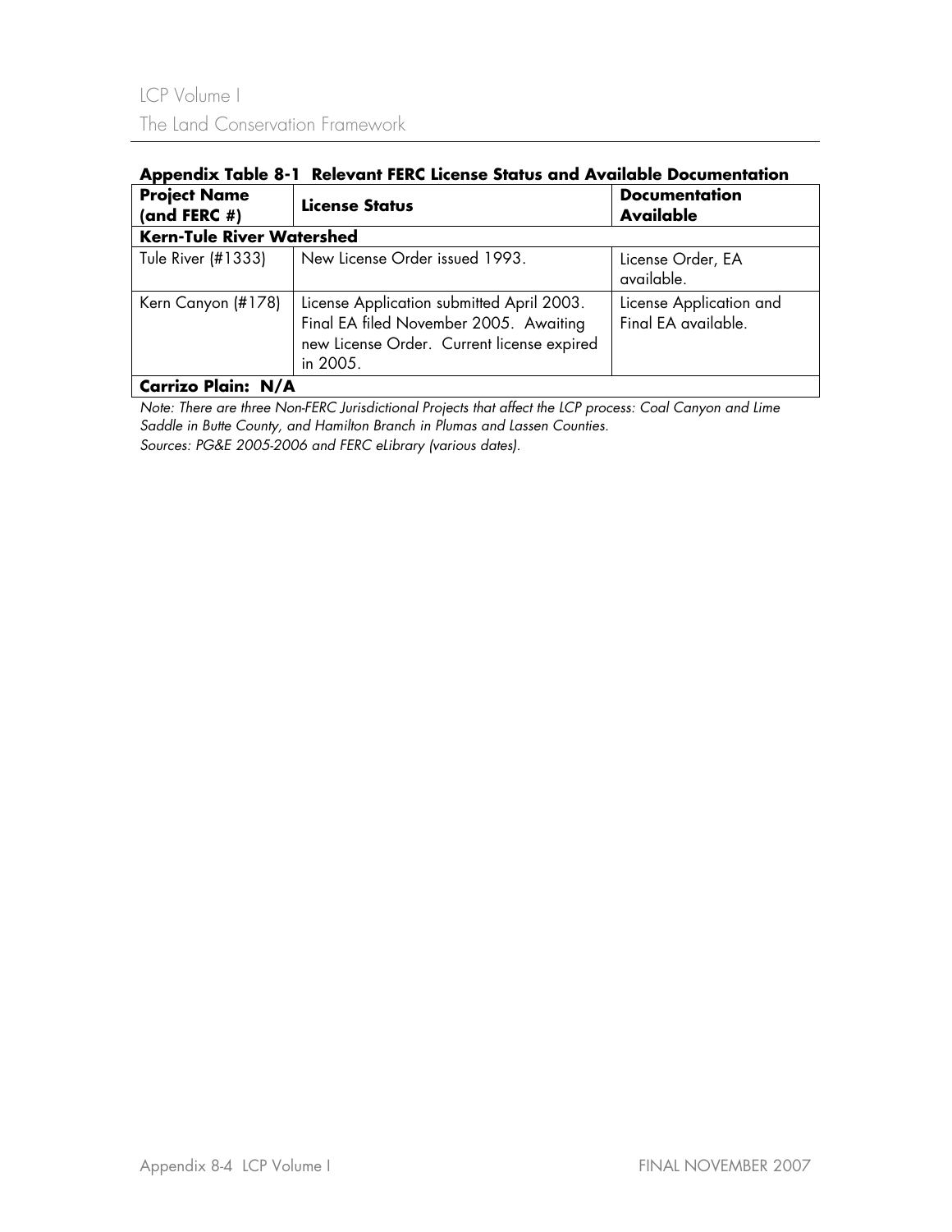**Appendix Table 8-1 Relevant FERC License Status and Available Documentation**

| Project Name (and FERC #) | License Status | Documentation Available |
|---|---|---|
| **Kern-Tule River Watershed** | | |
| Tule River (#1333) | New License Order issued 1993. | License Order, EA available. |
| Kern Canyon (#178) | License Application submitted April 2003. Final EA filed November 2005. Awaiting new License Order. Current license expired in 2005. | License Application and Final EA available. |
| **Carrizo Plain: N/A** | | |

*Note: There are three Non-FERC Jurisdictional Projects that affect the LCP process: Coal Canyon and Lime Saddle in Butte County, and Hamilton Branch in Plumas and Lassen Counties.*

*Sources: PG&E 2005-2006 and FERC eLibrary (various dates).*